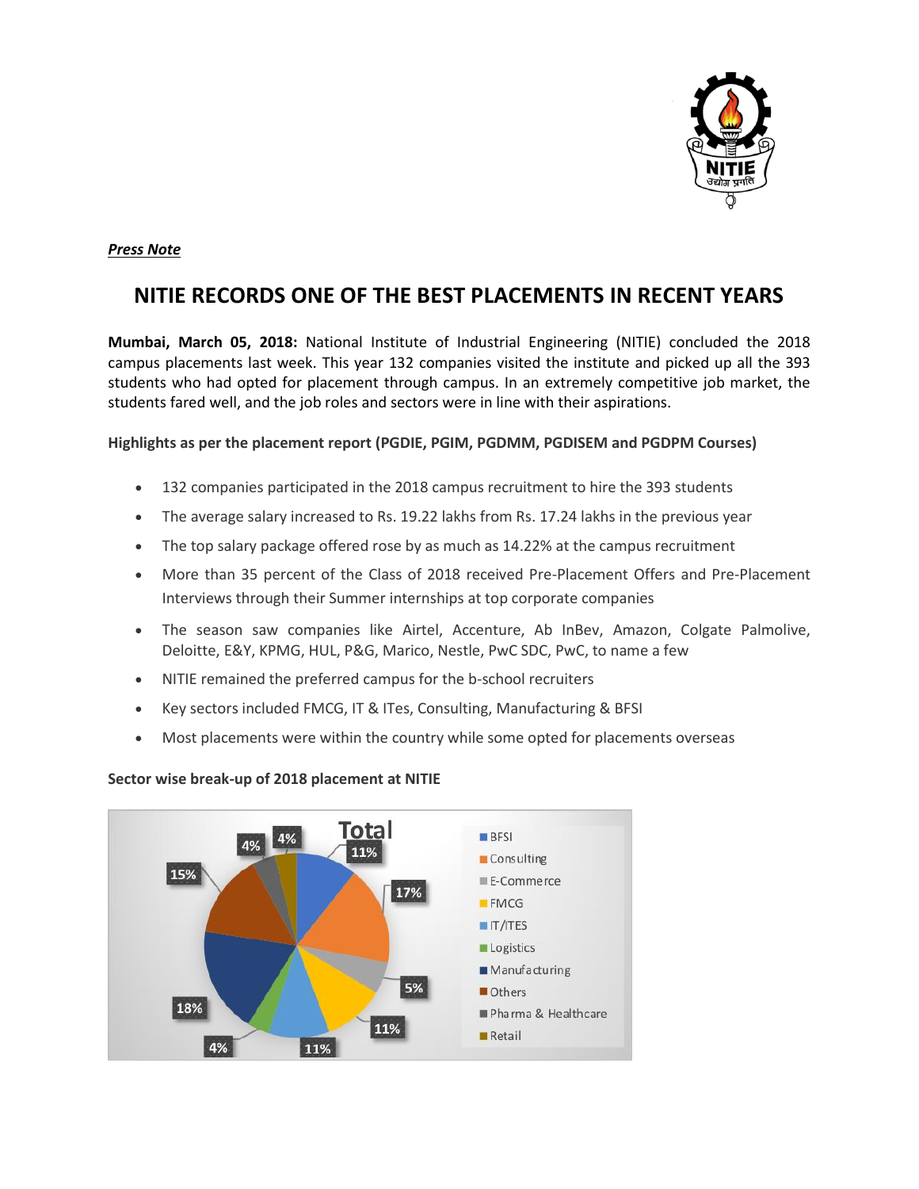*__Press Note__*

# NITIE RECORDS ONE OF THE BEST PLACEMENTS IN RECENT YEARS

**Mumbai, March 05, 2018:** National Institute of Industrial Engineering (NITIE) concluded the 2018 campus placements last week. This year 132 companies visited the institute and picked up all the 393 students who had opted for placement through campus. In an extremely competitive job market, the students fared well, and the job roles and sectors were in line with their aspirations.

**Highlights as per the placement report (PGDIE, PGIM, PGDMM, PGDISEM and PGDPM Courses)**

- 132 companies participated in the 2018 campus recruitment to hire the 393 students
- The average salary increased to Rs. 19.22 lakhs from Rs. 17.24 lakhs in the previous year
- The top salary package offered rose by as much as 14.22% at the campus recruitment
- More than 35 percent of the Class of 2018 received Pre-Placement Offers and Pre-Placement Interviews through their Summer internships at top corporate companies
- The season saw companies like Airtel, Accenture, Ab InBev, Amazon, Colgate Palmolive, Deloitte, E&Y, KPMG, HUL, P&G, Marico, Nestle, PwC SDC, PwC, to name a few
- NITIE remained the preferred campus for the b-school recruiters
- Key sectors included FMCG, IT & ITes, Consulting, Manufacturing & BFSI
- Most placements were within the country while some opted for placements overseas

**Sector wise break-up of 2018 placement at NITIE**

Total

| Sector | Share |
| --- | --- |
| BFSI | 11% |
| Consulting | 17% |
| E-Commerce | 5% |
| FMCG | 11% |
| IT/ITES | 11% |
| Logistics | 4% |
| Manufacturing | 18% |
| Others | 15% |
| Pharma & Healthcare | 4% |
| Retail | 4% |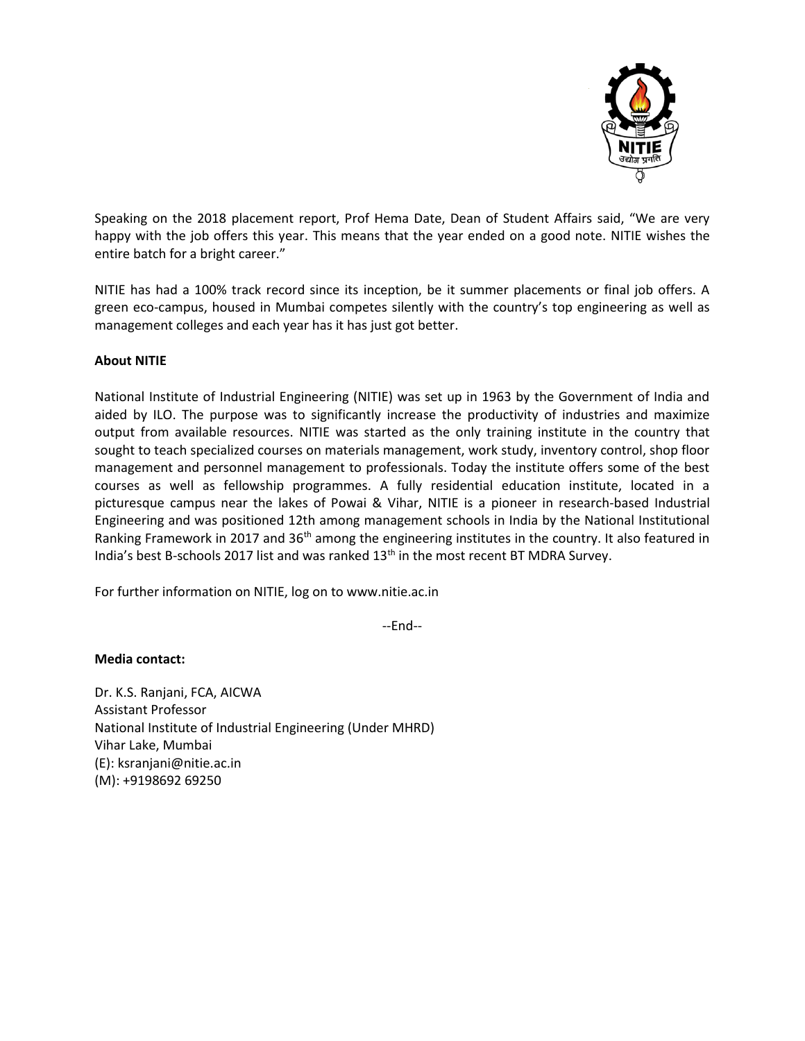Speaking on the 2018 placement report, Prof Hema Date, Dean of Student Affairs said, "We are very happy with the job offers this year. This means that the year ended on a good note. NITIE wishes the entire batch for a bright career."

NITIE has had a 100% track record since its inception, be it summer placements or final job offers. A green eco-campus, housed in Mumbai competes silently with the country's top engineering as well as management colleges and each year has it has just got better.

**About NITIE**

National Institute of Industrial Engineering (NITIE) was set up in 1963 by the Government of India and aided by ILO. The purpose was to significantly increase the productivity of industries and maximize output from available resources. NITIE was started as the only training institute in the country that sought to teach specialized courses on materials management, work study, inventory control, shop floor management and personnel management to professionals. Today the institute offers some of the best courses as well as fellowship programmes. A fully residential education institute, located in a picturesque campus near the lakes of Powai & Vihar, NITIE is a pioneer in research-based Industrial Engineering and was positioned 12th among management schools in India by the National Institutional Ranking Framework in 2017 and 36th among the engineering institutes in the country. It also featured in India's best B-schools 2017 list and was ranked 13th in the most recent BT MDRA Survey.

For further information on NITIE, log on to www.nitie.ac.in

--End--

**Media contact:**

Dr. K.S. Ranjani, FCA, AICWA
Assistant Professor
National Institute of Industrial Engineering (Under MHRD)
Vihar Lake, Mumbai
(E): ksranjani@nitie.ac.in
(M): +9198692 69250